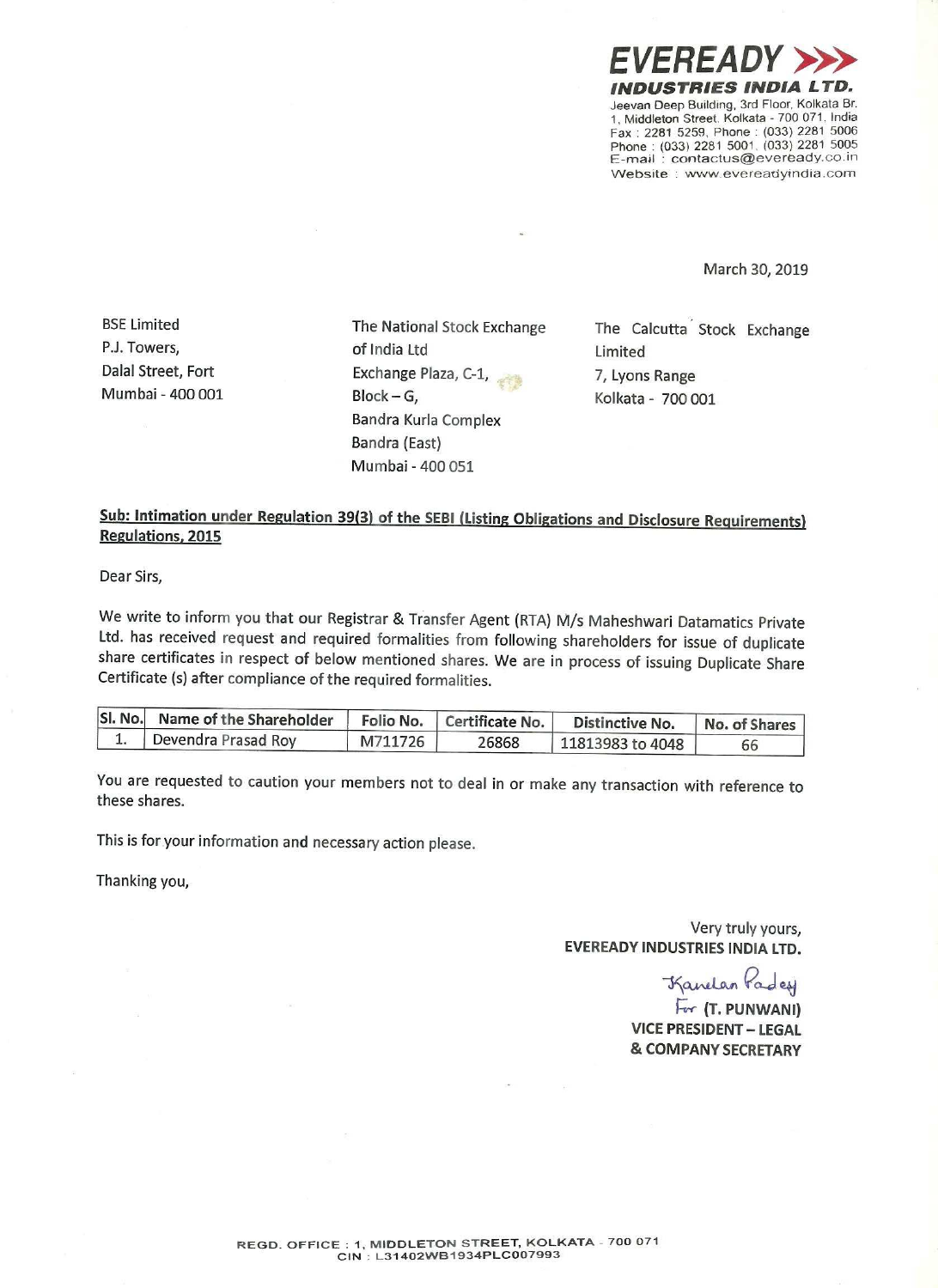**EVEREADY**
**INDUSTRIES INDIA LTD.**
Jeevan Deep Building, 3rd Floor, Kolkata Br.
1, Middleton Street, Kolkata - 700 071, India
Fax : 2281 5259, Phone : (033) 2281 5006
Phone : (033) 2281 5001, (033) 2281 5005
E-mail : contactus@eveready.co.in
Website : www.evereadyindia.com

March 30, 2019

BSE Limited
P.J. Towers,
Dalal Street, Fort
Mumbai - 400 001

The National Stock Exchange of India Ltd
Exchange Plaza, C-1,
Block – G,
Bandra Kurla Complex
Bandra (East)
Mumbai - 400 051

The Calcutta Stock Exchange Limited
7, Lyons Range
Kolkata - 700 001

**Sub: Intimation under Regulation 39(3) of the SEBI (Listing Obligations and Disclosure Requirements) Regulations, 2015**

Dear Sirs,

We write to inform you that our Registrar & Transfer Agent (RTA) M/s Maheshwari Datamatics Private Ltd. has received request and required formalities from following shareholders for issue of duplicate share certificates in respect of below mentioned shares. We are in process of issuing Duplicate Share Certificate (s) after compliance of the required formalities.

| Sl. No. | Name of the Shareholder | Folio No. | Certificate No. | Distinctive No. | No. of Shares |
|---|---|---|---|---|---|
| 1. | Devendra Prasad Roy | M711726 | 26868 | 11813983 to 4048 | 66 |

You are requested to caution your members not to deal in or make any transaction with reference to these shares.

This is for your information and necessary action please.

Thanking you,

Very truly yours,
**EVEREADY INDUSTRIES INDIA LTD.**

Kanelan Padey
For **(T. PUNWANI)**
**VICE PRESIDENT – LEGAL**
**& COMPANY SECRETARY**

REGD. OFFICE : 1, MIDDLETON STREET, KOLKATA - 700 071
CIN : L31402WB1934PLC007993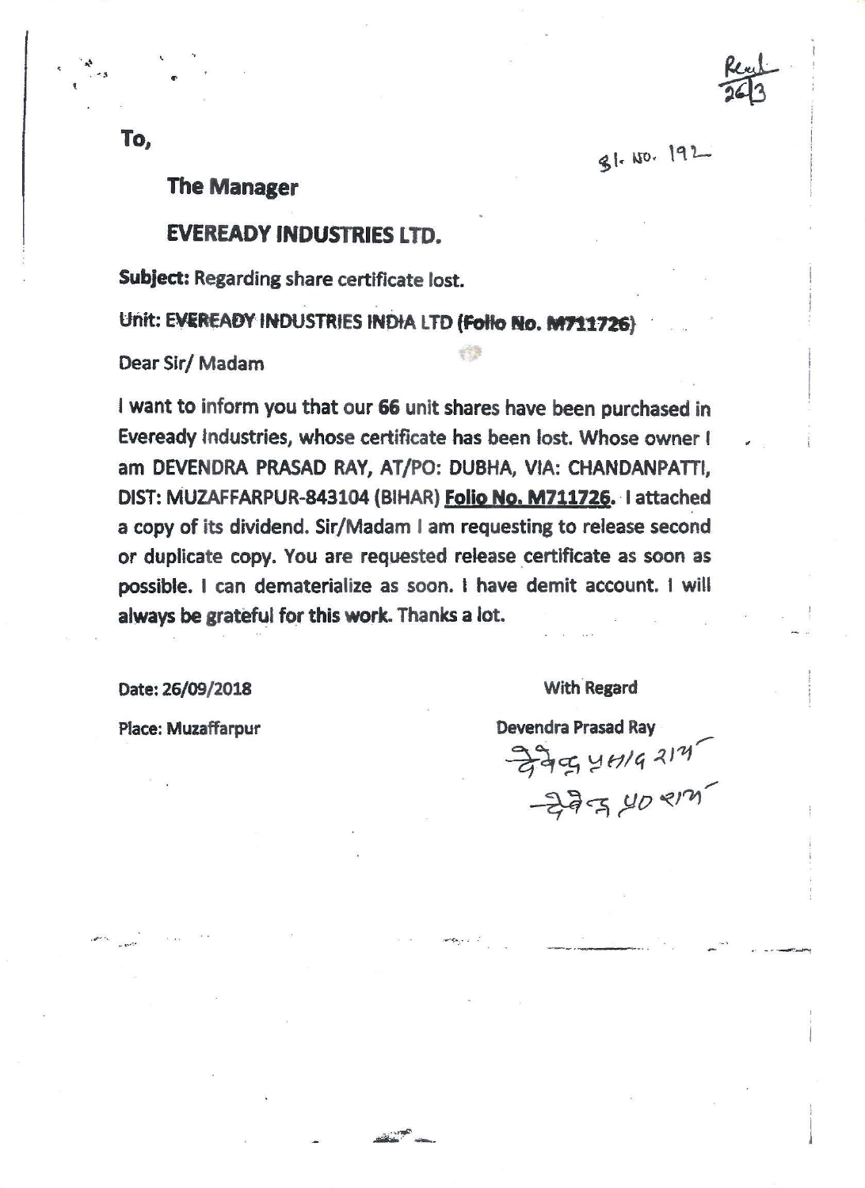Recd
26/3

Sl. No. 192

To,

**The Manager**

**EVEREADY INDUSTRIES LTD.**

**Subject:** Regarding share certificate lost.

Unit: EVEREADY INDUSTRIES INDIA LTD **(Folio No. M711726)**

Dear Sir/ Madam

I want to inform you that our **66** unit shares have been purchased in Eveready Industries, whose certificate has been lost. Whose owner I am DEVENDRA PRASAD RAY, AT/PO: DUBHA, VIA: CHANDANPATTI, DIST: MUZAFFARPUR-843104 (BIHAR) **Folio No. M711726**. I attached a copy of its dividend. Sir/Madam I am requesting to release second or duplicate copy. You are requested release certificate as soon as possible. I can dematerialize as soon. I have demit account. I will always be grateful for this work. Thanks a lot.

Date: 26/09/2018

Place: Muzaffarpur

With Regard

Devendra Prasad Ray

देवेन्द्र प्रसाद राय

देवेन्द्र प्र० राय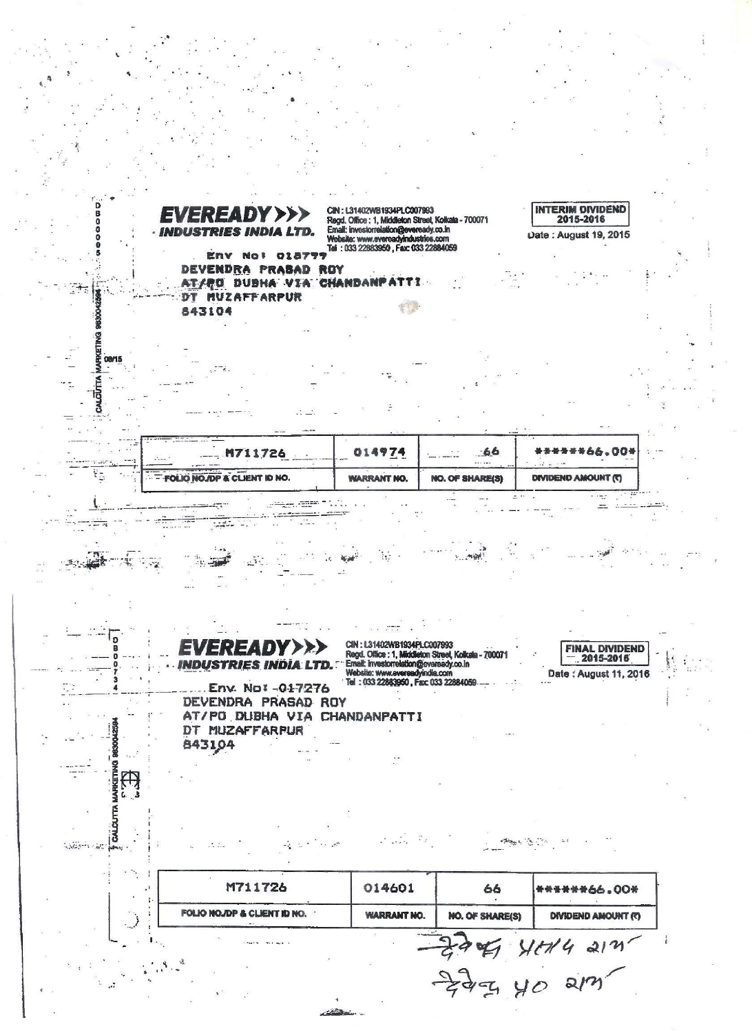**EVEREADY INDUSTRIES INDIA LTD.**

CIN : L31402WB1934PLC007993
Regd. Office : 1, Middleton Street, Kolkata - 700071
Email: investorrelation@eveready.co.in
Website: www.evereadyindustries.com
Tel : 033 22883950 , Fax: 033 22884059

**INTERIM DIVIDEND 2015-2016**

Date : August 19, 2015

Env No: 018777

DEVENDRA PRASAD ROY
AT/PO DUBHA VIA CHANDANPATTI
DT MUZAFFARPUR
843104

| FOLIO NO./DP & CLIENT ID NO. | WARRANT NO. | NO. OF SHARE(S) | DIVIDEND AMOUNT (₹) |
|---|---|---|---|
| M711726 | 014974 | 66 | ******66.00* |

---

**EVEREADY INDUSTRIES INDIA LTD.**

CIN : L31402WB1934PLC007993
Regd. Office : 1, Middleton Street, Kolkata - 700071
Email: investorrelation@eveready.co.in
Website: www.evereadyindia.com
Tel : 033 22883950 , Fax: 033 22884059

**FINAL DIVIDEND 2015-2016**

Date : August 11, 2016

Env. No: 017276

DEVENDRA PRASAD ROY
AT/PO DUBHA VIA CHANDANPATTI
DT MUZAFFARPUR
843104

| FOLIO NO./DP & CLIENT ID NO. | WARRANT NO. | NO. OF SHARE(S) | DIVIDEND AMOUNT (₹) |
|---|---|---|---|
| M711726 | 014601 | 66 | ******66.00* |

देवेन्द्र प्रसाद राय
देवेन्द्र प्र० राय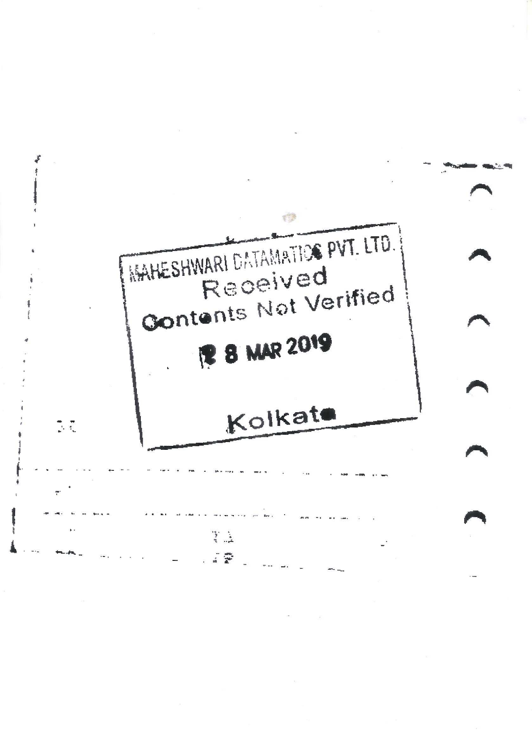MAHESHWARI DATAMATICS PVT. LTD.

Received

Contents Not Verified

28 MAR 2019

Kolkata